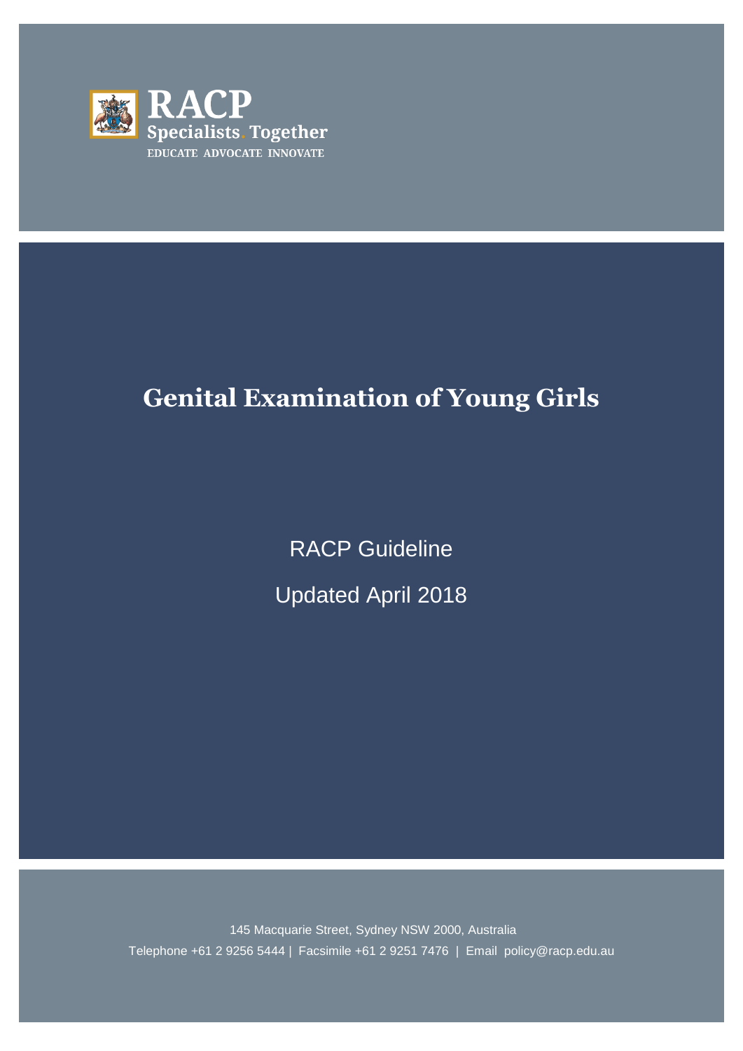RACP

Specialists. Together

EDUCATE ADVOCATE INNOVATE

# Genital Examination of Young Girls

RACP Guideline

Updated April 2018

145 Macquarie Street, Sydney NSW 2000, Australia

Telephone +61 2 9256 5444 | Facsimile +61 2 9251 7476 | Email policy@racp.edu.au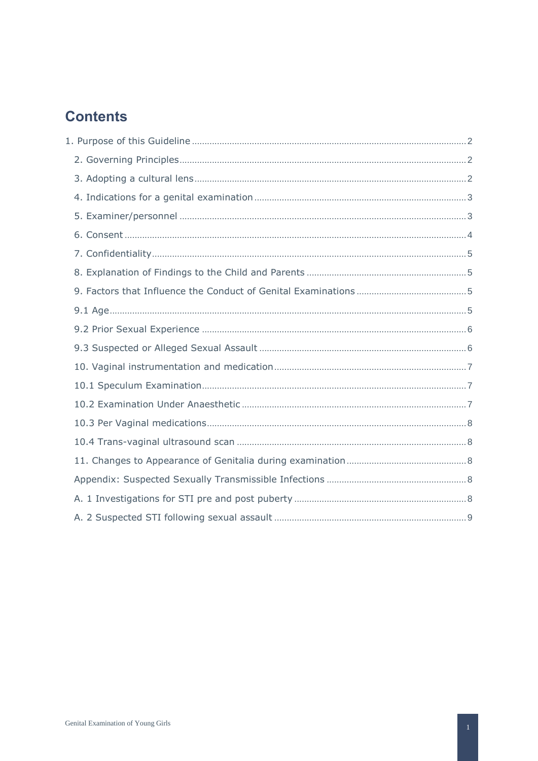# Contents

1. Purpose of this Guideline ..... 2
2. Governing Principles ..... 2
3. Adopting a cultural lens ..... 2
4. Indications for a genital examination ..... 3
5. Examiner/personnel ..... 3
6. Consent ..... 4
7. Confidentiality ..... 5
8. Explanation of Findings to the Child and Parents ..... 5
9. Factors that Influence the Conduct of Genital Examinations ..... 5
9.1 Age ..... 5
9.2 Prior Sexual Experience ..... 6
9.3 Suspected or Alleged Sexual Assault ..... 6
10. Vaginal instrumentation and medication ..... 7
10.1 Speculum Examination ..... 7
10.2 Examination Under Anaesthetic ..... 7
10.3 Per Vaginal medications ..... 8
10.4 Trans-vaginal ultrasound scan ..... 8
11. Changes to Appearance of Genitalia during examination ..... 8
Appendix: Suspected Sexually Transmissible Infections ..... 8
A. 1 Investigations for STI pre and post puberty ..... 8
A. 2 Suspected STI following sexual assault ..... 9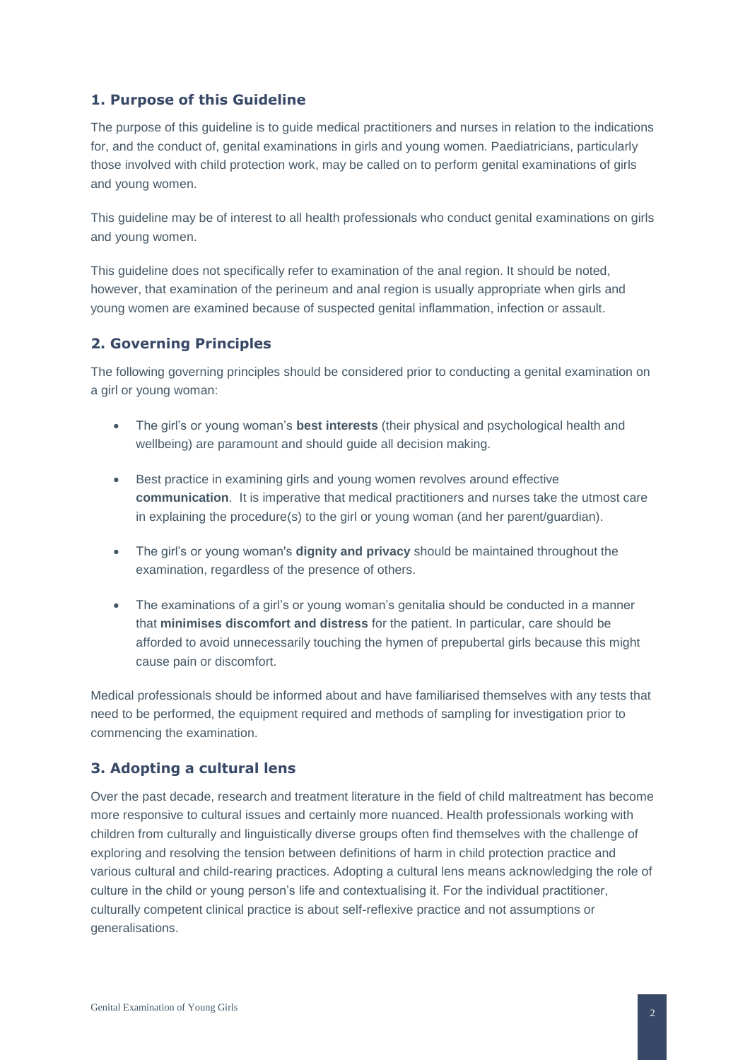## 1. Purpose of this Guideline

The purpose of this guideline is to guide medical practitioners and nurses in relation to the indications for, and the conduct of, genital examinations in girls and young women. Paediatricians, particularly those involved with child protection work, may be called on to perform genital examinations of girls and young women.

This guideline may be of interest to all health professionals who conduct genital examinations on girls and young women.

This guideline does not specifically refer to examination of the anal region. It should be noted, however, that examination of the perineum and anal region is usually appropriate when girls and young women are examined because of suspected genital inflammation, infection or assault.

## 2. Governing Principles

The following governing principles should be considered prior to conducting a genital examination on a girl or young woman:

- The girl's or young woman's **best interests** (their physical and psychological health and wellbeing) are paramount and should guide all decision making.
- Best practice in examining girls and young women revolves around effective **communication**. It is imperative that medical practitioners and nurses take the utmost care in explaining the procedure(s) to the girl or young woman (and her parent/guardian).
- The girl's or young woman's **dignity and privacy** should be maintained throughout the examination, regardless of the presence of others.
- The examinations of a girl's or young woman's genitalia should be conducted in a manner that **minimises discomfort and distress** for the patient. In particular, care should be afforded to avoid unnecessarily touching the hymen of prepubertal girls because this might cause pain or discomfort.

Medical professionals should be informed about and have familiarised themselves with any tests that need to be performed, the equipment required and methods of sampling for investigation prior to commencing the examination.

## 3. Adopting a cultural lens

Over the past decade, research and treatment literature in the field of child maltreatment has become more responsive to cultural issues and certainly more nuanced. Health professionals working with children from culturally and linguistically diverse groups often find themselves with the challenge of exploring and resolving the tension between definitions of harm in child protection practice and various cultural and child-rearing practices. Adopting a cultural lens means acknowledging the role of culture in the child or young person's life and contextualising it. For the individual practitioner, culturally competent clinical practice is about self-reflexive practice and not assumptions or generalisations.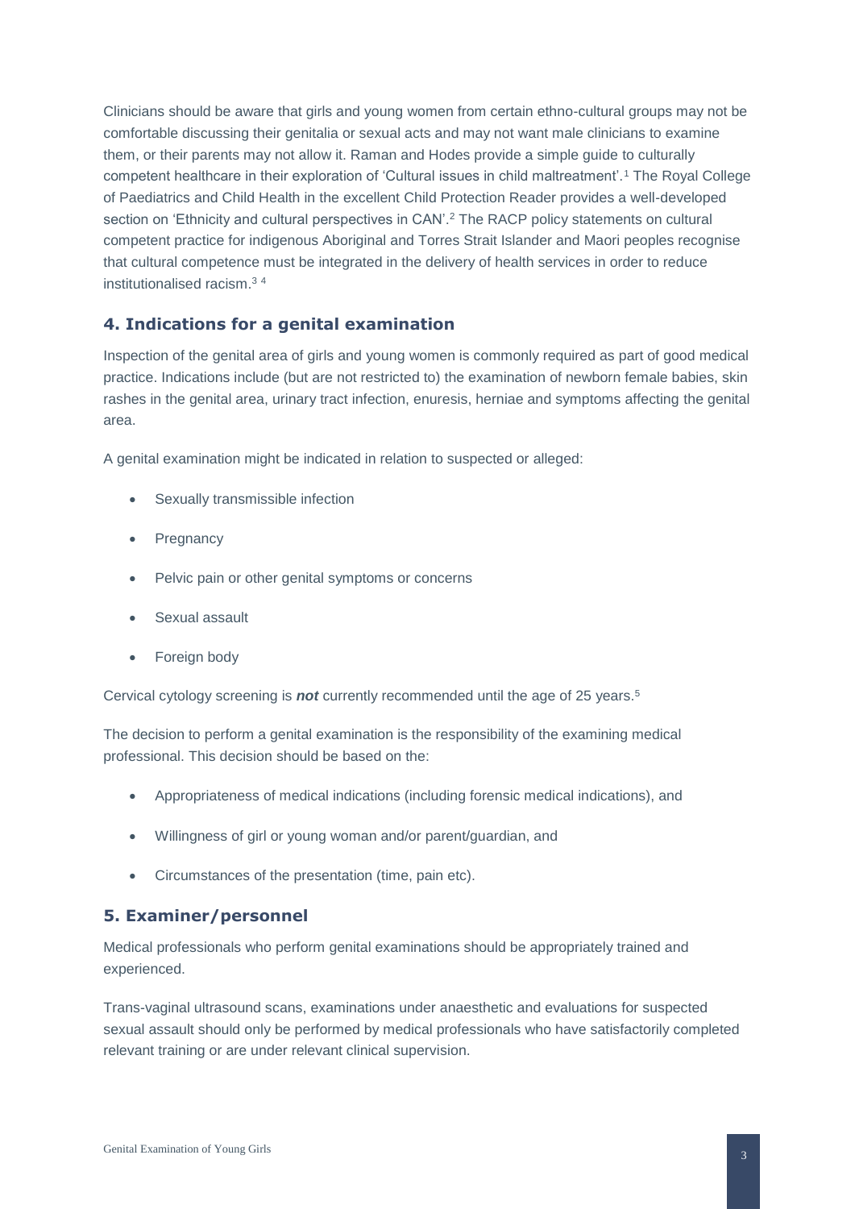Clinicians should be aware that girls and young women from certain ethno-cultural groups may not be comfortable discussing their genitalia or sexual acts and may not want male clinicians to examine them, or their parents may not allow it. Raman and Hodes provide a simple guide to culturally competent healthcare in their exploration of 'Cultural issues in child maltreatment'.[1] The Royal College of Paediatrics and Child Health in the excellent Child Protection Reader provides a well-developed section on 'Ethnicity and cultural perspectives in CAN'.[2] The RACP policy statements on cultural competent practice for indigenous Aboriginal and Torres Strait Islander and Maori peoples recognise that cultural competence must be integrated in the delivery of health services in order to reduce institutionalised racism.[3] [4]

## 4. Indications for a genital examination

Inspection of the genital area of girls and young women is commonly required as part of good medical practice. Indications include (but are not restricted to) the examination of newborn female babies, skin rashes in the genital area, urinary tract infection, enuresis, herniae and symptoms affecting the genital area.

A genital examination might be indicated in relation to suspected or alleged:

- Sexually transmissible infection
- Pregnancy
- Pelvic pain or other genital symptoms or concerns
- Sexual assault
- Foreign body

Cervical cytology screening is ***not*** currently recommended until the age of 25 years.[5]

The decision to perform a genital examination is the responsibility of the examining medical professional. This decision should be based on the:

- Appropriateness of medical indications (including forensic medical indications), and
- Willingness of girl or young woman and/or parent/guardian, and
- Circumstances of the presentation (time, pain etc).

## 5. Examiner/personnel

Medical professionals who perform genital examinations should be appropriately trained and experienced.

Trans-vaginal ultrasound scans, examinations under anaesthetic and evaluations for suspected sexual assault should only be performed by medical professionals who have satisfactorily completed relevant training or are under relevant clinical supervision.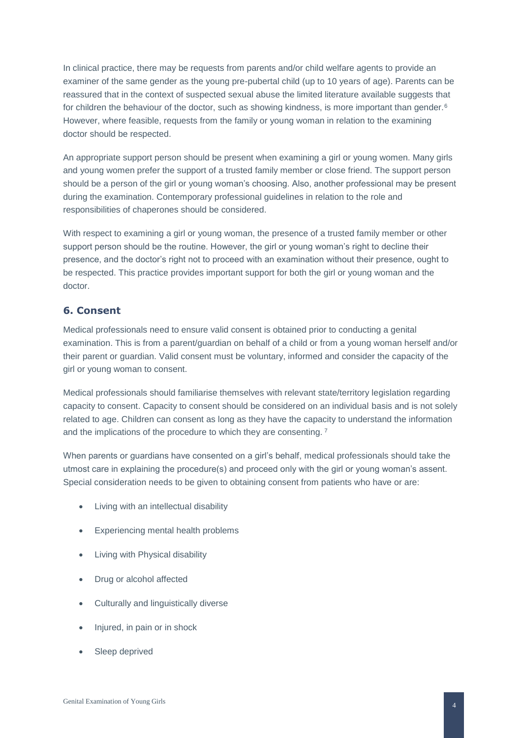In clinical practice, there may be requests from parents and/or child welfare agents to provide an examiner of the same gender as the young pre-pubertal child (up to 10 years of age). Parents can be reassured that in the context of suspected sexual abuse the limited literature available suggests that for children the behaviour of the doctor, such as showing kindness, is more important than gender.[6] However, where feasible, requests from the family or young woman in relation to the examining doctor should be respected.

An appropriate support person should be present when examining a girl or young women. Many girls and young women prefer the support of a trusted family member or close friend. The support person should be a person of the girl or young woman's choosing. Also, another professional may be present during the examination. Contemporary professional guidelines in relation to the role and responsibilities of chaperones should be considered.

With respect to examining a girl or young woman, the presence of a trusted family member or other support person should be the routine. However, the girl or young woman's right to decline their presence, and the doctor's right not to proceed with an examination without their presence, ought to be respected. This practice provides important support for both the girl or young woman and the doctor.

## 6. Consent

Medical professionals need to ensure valid consent is obtained prior to conducting a genital examination. This is from a parent/guardian on behalf of a child or from a young woman herself and/or their parent or guardian. Valid consent must be voluntary, informed and consider the capacity of the girl or young woman to consent.

Medical professionals should familiarise themselves with relevant state/territory legislation regarding capacity to consent. Capacity to consent should be considered on an individual basis and is not solely related to age. Children can consent as long as they have the capacity to understand the information and the implications of the procedure to which they are consenting. [7]

When parents or guardians have consented on a girl's behalf, medical professionals should take the utmost care in explaining the procedure(s) and proceed only with the girl or young woman's assent. Special consideration needs to be given to obtaining consent from patients who have or are:

- Living with an intellectual disability
- Experiencing mental health problems
- Living with Physical disability
- Drug or alcohol affected
- Culturally and linguistically diverse
- Injured, in pain or in shock
- Sleep deprived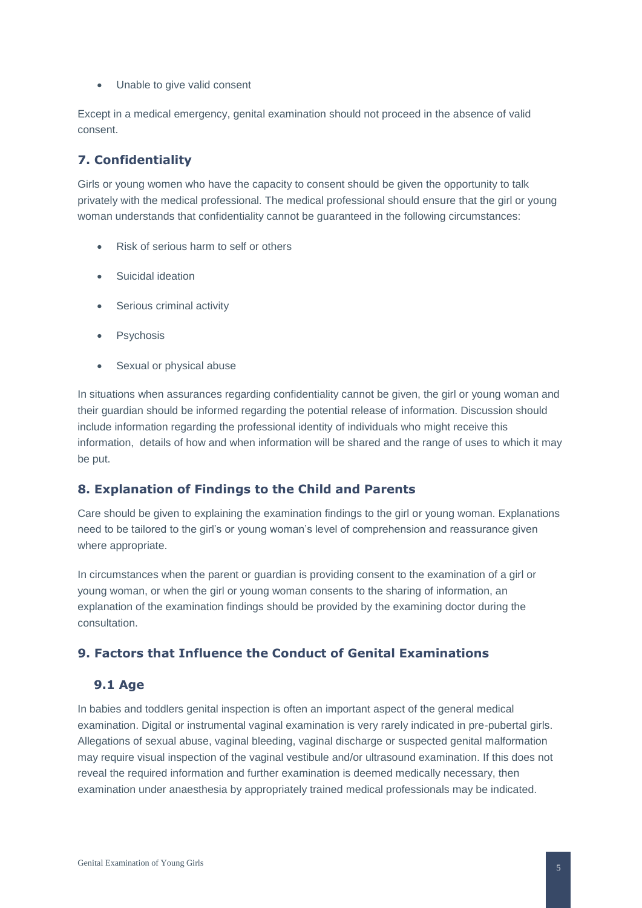- Unable to give valid consent

Except in a medical emergency, genital examination should not proceed in the absence of valid consent.

## 7. Confidentiality

Girls or young women who have the capacity to consent should be given the opportunity to talk privately with the medical professional. The medical professional should ensure that the girl or young woman understands that confidentiality cannot be guaranteed in the following circumstances:

- Risk of serious harm to self or others
- Suicidal ideation
- Serious criminal activity
- Psychosis
- Sexual or physical abuse

In situations when assurances regarding confidentiality cannot be given, the girl or young woman and their guardian should be informed regarding the potential release of information. Discussion should include information regarding the professional identity of individuals who might receive this information, details of how and when information will be shared and the range of uses to which it may be put.

## 8. Explanation of Findings to the Child and Parents

Care should be given to explaining the examination findings to the girl or young woman. Explanations need to be tailored to the girl's or young woman's level of comprehension and reassurance given where appropriate.

In circumstances when the parent or guardian is providing consent to the examination of a girl or young woman, or when the girl or young woman consents to the sharing of information, an explanation of the examination findings should be provided by the examining doctor during the consultation.

## 9. Factors that Influence the Conduct of Genital Examinations

### 9.1 Age

In babies and toddlers genital inspection is often an important aspect of the general medical examination. Digital or instrumental vaginal examination is very rarely indicated in pre-pubertal girls. Allegations of sexual abuse, vaginal bleeding, vaginal discharge or suspected genital malformation may require visual inspection of the vaginal vestibule and/or ultrasound examination. If this does not reveal the required information and further examination is deemed medically necessary, then examination under anaesthesia by appropriately trained medical professionals may be indicated.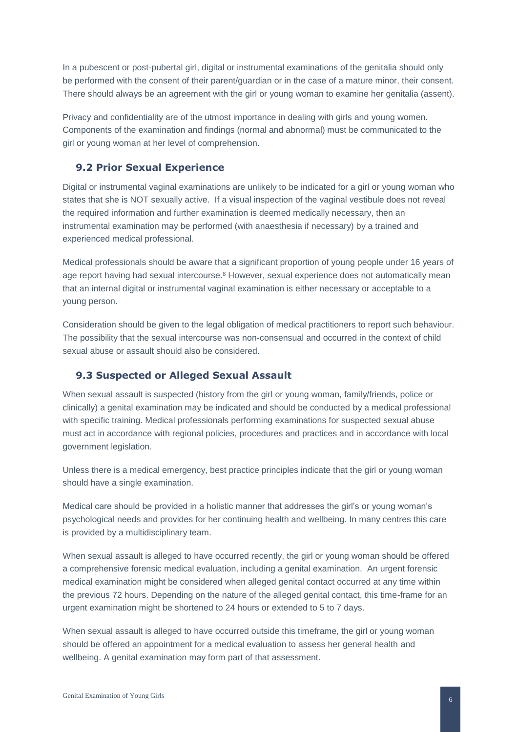In a pubescent or post-pubertal girl, digital or instrumental examinations of the genitalia should only be performed with the consent of their parent/guardian or in the case of a mature minor, their consent. There should always be an agreement with the girl or young woman to examine her genitalia (assent).

Privacy and confidentiality are of the utmost importance in dealing with girls and young women. Components of the examination and findings (normal and abnormal) must be communicated to the girl or young woman at her level of comprehension.

## 9.2 Prior Sexual Experience

Digital or instrumental vaginal examinations are unlikely to be indicated for a girl or young woman who states that she is NOT sexually active. If a visual inspection of the vaginal vestibule does not reveal the required information and further examination is deemed medically necessary, then an instrumental examination may be performed (with anaesthesia if necessary) by a trained and experienced medical professional.

Medical professionals should be aware that a significant proportion of young people under 16 years of age report having had sexual intercourse.[8] However, sexual experience does not automatically mean that an internal digital or instrumental vaginal examination is either necessary or acceptable to a young person.

Consideration should be given to the legal obligation of medical practitioners to report such behaviour. The possibility that the sexual intercourse was non-consensual and occurred in the context of child sexual abuse or assault should also be considered.

## 9.3 Suspected or Alleged Sexual Assault

When sexual assault is suspected (history from the girl or young woman, family/friends, police or clinically) a genital examination may be indicated and should be conducted by a medical professional with specific training. Medical professionals performing examinations for suspected sexual abuse must act in accordance with regional policies, procedures and practices and in accordance with local government legislation.

Unless there is a medical emergency, best practice principles indicate that the girl or young woman should have a single examination.

Medical care should be provided in a holistic manner that addresses the girl's or young woman's psychological needs and provides for her continuing health and wellbeing. In many centres this care is provided by a multidisciplinary team.

When sexual assault is alleged to have occurred recently, the girl or young woman should be offered a comprehensive forensic medical evaluation, including a genital examination. An urgent forensic medical examination might be considered when alleged genital contact occurred at any time within the previous 72 hours. Depending on the nature of the alleged genital contact, this time-frame for an urgent examination might be shortened to 24 hours or extended to 5 to 7 days.

When sexual assault is alleged to have occurred outside this timeframe, the girl or young woman should be offered an appointment for a medical evaluation to assess her general health and wellbeing. A genital examination may form part of that assessment.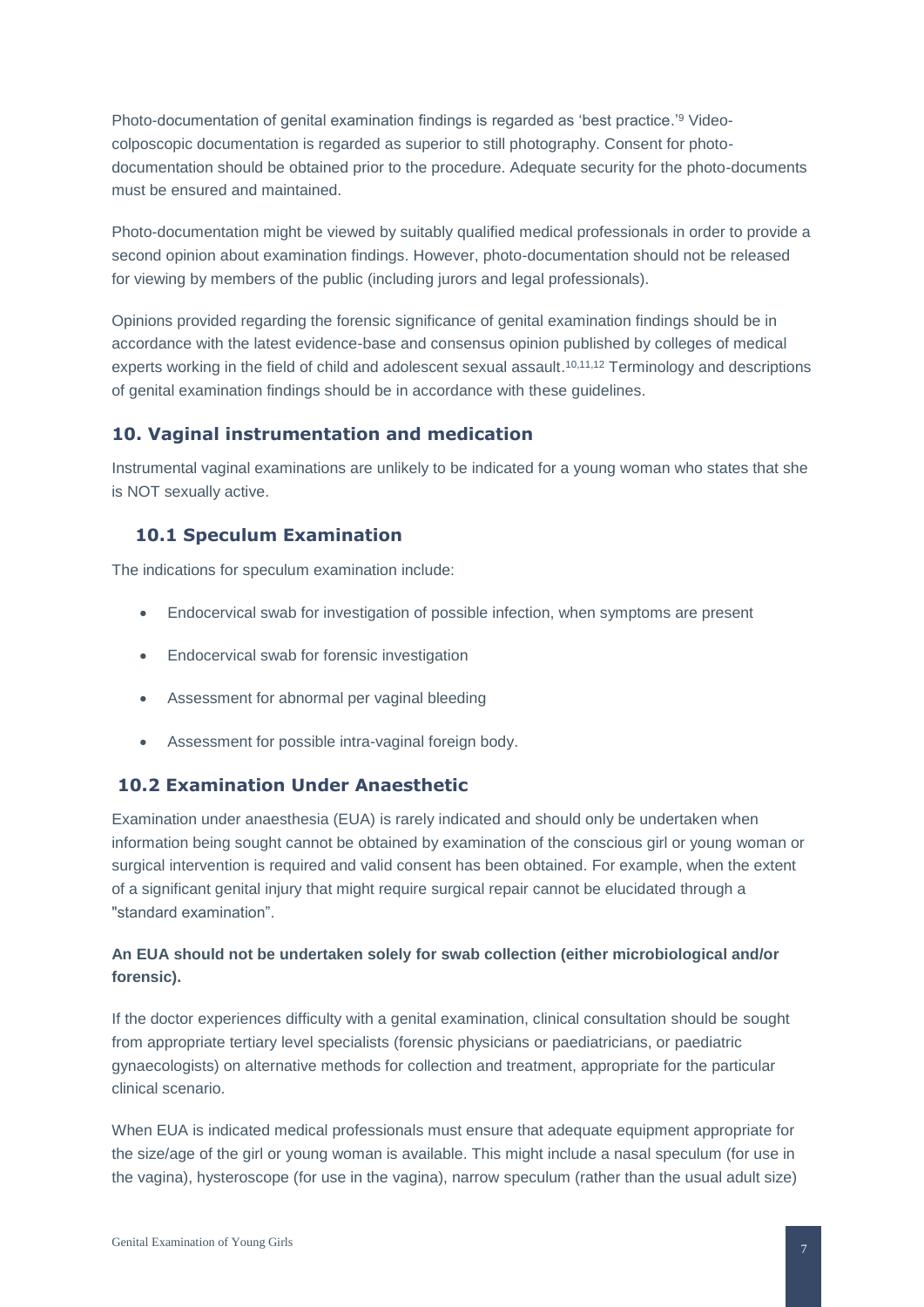Photo-documentation of genital examination findings is regarded as 'best practice.'[9] Video-colposcopic documentation is regarded as superior to still photography. Consent for photo-documentation should be obtained prior to the procedure. Adequate security for the photo-documents must be ensured and maintained.

Photo-documentation might be viewed by suitably qualified medical professionals in order to provide a second opinion about examination findings. However, photo-documentation should not be released for viewing by members of the public (including jurors and legal professionals).

Opinions provided regarding the forensic significance of genital examination findings should be in accordance with the latest evidence-base and consensus opinion published by colleges of medical experts working in the field of child and adolescent sexual assault.[10,11,12] Terminology and descriptions of genital examination findings should be in accordance with these guidelines.

## 10. Vaginal instrumentation and medication

Instrumental vaginal examinations are unlikely to be indicated for a young woman who states that she is NOT sexually active.

### 10.1 Speculum Examination

The indications for speculum examination include:

- Endocervical swab for investigation of possible infection, when symptoms are present
- Endocervical swab for forensic investigation
- Assessment for abnormal per vaginal bleeding
- Assessment for possible intra-vaginal foreign body.

### 10.2 Examination Under Anaesthetic

Examination under anaesthesia (EUA) is rarely indicated and should only be undertaken when information being sought cannot be obtained by examination of the conscious girl or young woman or surgical intervention is required and valid consent has been obtained. For example, when the extent of a significant genital injury that might require surgical repair cannot be elucidated through a "standard examination".

**An EUA should not be undertaken solely for swab collection (either microbiological and/or forensic).**

If the doctor experiences difficulty with a genital examination, clinical consultation should be sought from appropriate tertiary level specialists (forensic physicians or paediatricians, or paediatric gynaecologists) on alternative methods for collection and treatment, appropriate for the particular clinical scenario.

When EUA is indicated medical professionals must ensure that adequate equipment appropriate for the size/age of the girl or young woman is available. This might include a nasal speculum (for use in the vagina), hysteroscope (for use in the vagina), narrow speculum (rather than the usual adult size)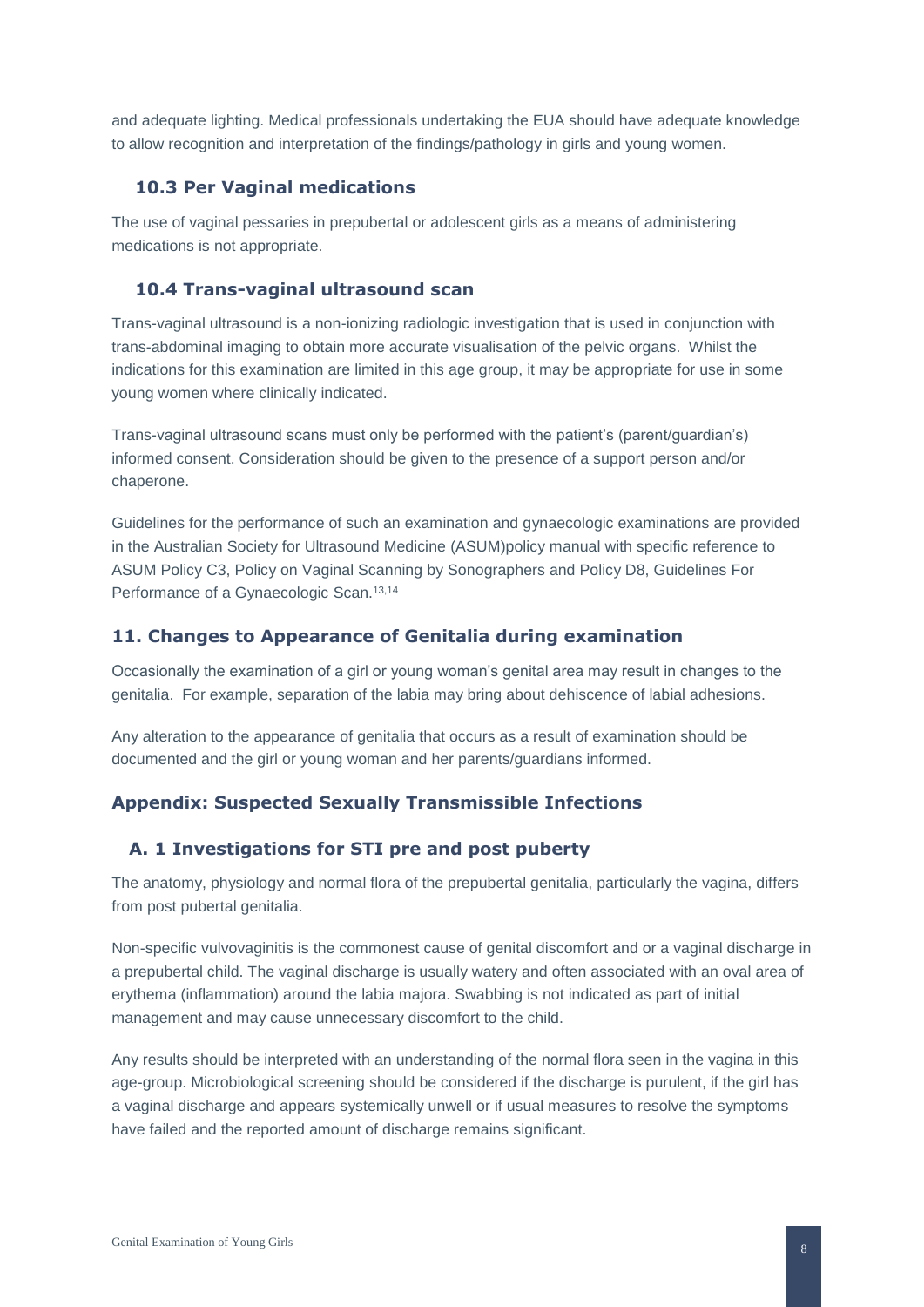and adequate lighting. Medical professionals undertaking the EUA should have adequate knowledge to allow recognition and interpretation of the findings/pathology in girls and young women.

### 10.3 Per Vaginal medications

The use of vaginal pessaries in prepubertal or adolescent girls as a means of administering medications is not appropriate.

### 10.4 Trans-vaginal ultrasound scan

Trans-vaginal ultrasound is a non-ionizing radiologic investigation that is used in conjunction with trans-abdominal imaging to obtain more accurate visualisation of the pelvic organs. Whilst the indications for this examination are limited in this age group, it may be appropriate for use in some young women where clinically indicated.

Trans-vaginal ultrasound scans must only be performed with the patient's (parent/guardian's) informed consent. Consideration should be given to the presence of a support person and/or chaperone.

Guidelines for the performance of such an examination and gynaecologic examinations are provided in the Australian Society for Ultrasound Medicine (ASUM)policy manual with specific reference to ASUM Policy C3, Policy on Vaginal Scanning by Sonographers and Policy D8, Guidelines For Performance of a Gynaecologic Scan.[13,14]

## 11. Changes to Appearance of Genitalia during examination

Occasionally the examination of a girl or young woman's genital area may result in changes to the genitalia. For example, separation of the labia may bring about dehiscence of labial adhesions.

Any alteration to the appearance of genitalia that occurs as a result of examination should be documented and the girl or young woman and her parents/guardians informed.

## Appendix: Suspected Sexually Transmissible Infections

### A. 1 Investigations for STI pre and post puberty

The anatomy, physiology and normal flora of the prepubertal genitalia, particularly the vagina, differs from post pubertal genitalia.

Non-specific vulvovaginitis is the commonest cause of genital discomfort and or a vaginal discharge in a prepubertal child. The vaginal discharge is usually watery and often associated with an oval area of erythema (inflammation) around the labia majora. Swabbing is not indicated as part of initial management and may cause unnecessary discomfort to the child.

Any results should be interpreted with an understanding of the normal flora seen in the vagina in this age-group. Microbiological screening should be considered if the discharge is purulent, if the girl has a vaginal discharge and appears systemically unwell or if usual measures to resolve the symptoms have failed and the reported amount of discharge remains significant.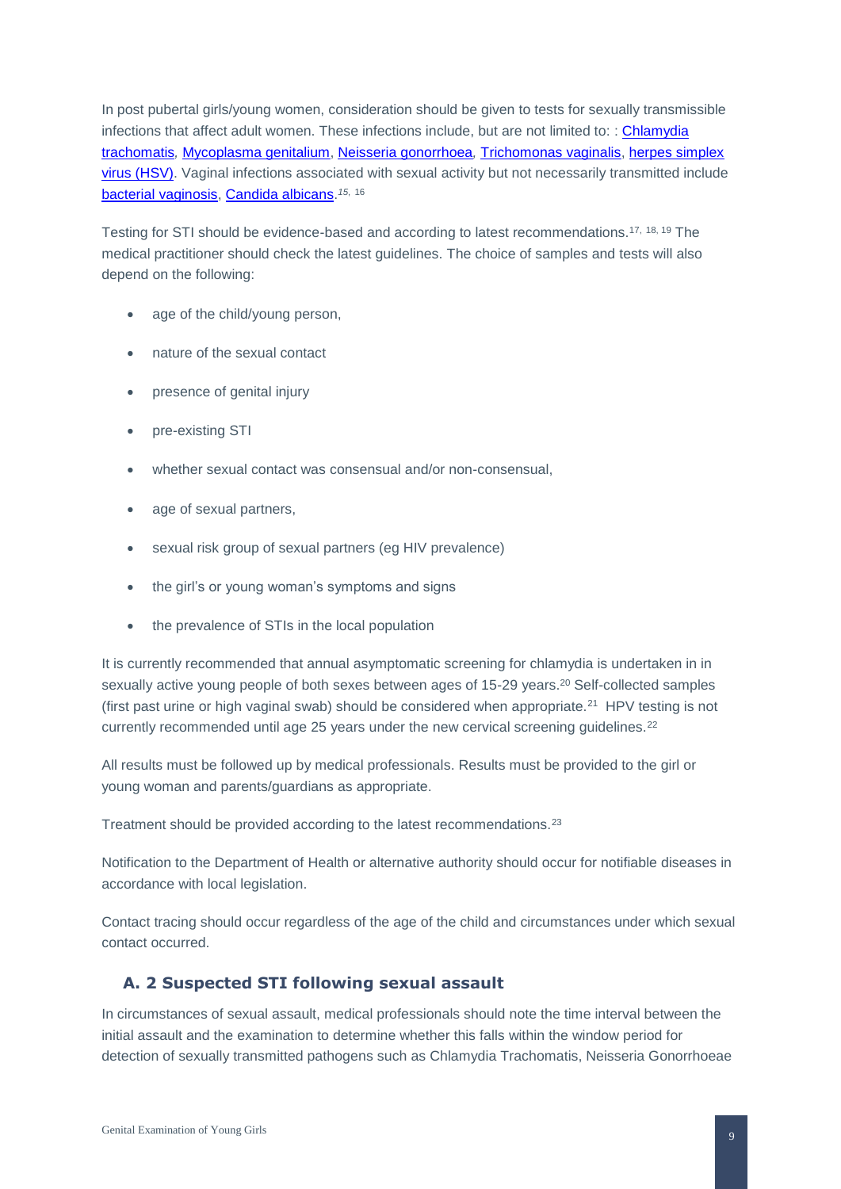In post pubertal girls/young women, consideration should be given to tests for sexually transmissible infections that affect adult women. These infections include, but are not limited to: : Chlamydia trachomatis, Mycoplasma genitalium, Neisseria gonorrhoea, Trichomonas vaginalis, herpes simplex virus (HSV). Vaginal infections associated with sexual activity but not necessarily transmitted include bacterial vaginosis, Candida albicans.[15, 16]

Testing for STI should be evidence-based and according to latest recommendations.[17, 18, 19] The medical practitioner should check the latest guidelines. The choice of samples and tests will also depend on the following:

- age of the child/young person,
- nature of the sexual contact
- presence of genital injury
- pre-existing STI
- whether sexual contact was consensual and/or non-consensual,
- age of sexual partners,
- sexual risk group of sexual partners (eg HIV prevalence)
- the girl's or young woman's symptoms and signs
- the prevalence of STIs in the local population

It is currently recommended that annual asymptomatic screening for chlamydia is undertaken in in sexually active young people of both sexes between ages of 15-29 years.[20] Self-collected samples (first past urine or high vaginal swab) should be considered when appropriate.[21] HPV testing is not currently recommended until age 25 years under the new cervical screening guidelines.[22]

All results must be followed up by medical professionals. Results must be provided to the girl or young woman and parents/guardians as appropriate.

Treatment should be provided according to the latest recommendations.[23]

Notification to the Department of Health or alternative authority should occur for notifiable diseases in accordance with local legislation.

Contact tracing should occur regardless of the age of the child and circumstances under which sexual contact occurred.

### A. 2 Suspected STI following sexual assault

In circumstances of sexual assault, medical professionals should note the time interval between the initial assault and the examination to determine whether this falls within the window period for detection of sexually transmitted pathogens such as Chlamydia Trachomatis, Neisseria Gonorrhoeae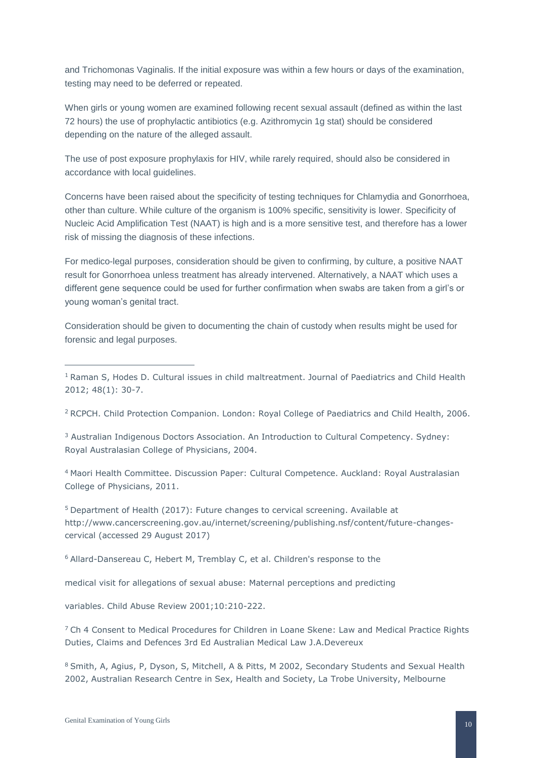and Trichomonas Vaginalis. If the initial exposure was within a few hours or days of the examination, testing may need to be deferred or repeated.

When girls or young women are examined following recent sexual assault (defined as within the last 72 hours) the use of prophylactic antibiotics (e.g. Azithromycin 1g stat) should be considered depending on the nature of the alleged assault.

The use of post exposure prophylaxis for HIV, while rarely required, should also be considered in accordance with local guidelines.

Concerns have been raised about the specificity of testing techniques for Chlamydia and Gonorrhoea, other than culture. While culture of the organism is 100% specific, sensitivity is lower. Specificity of Nucleic Acid Amplification Test (NAAT) is high and is a more sensitive test, and therefore has a lower risk of missing the diagnosis of these infections.

For medico-legal purposes, consideration should be given to confirming, by culture, a positive NAAT result for Gonorrhoea unless treatment has already intervened. Alternatively, a NAAT which uses a different gene sequence could be used for further confirmation when swabs are taken from a girl's or young woman's genital tract.

Consideration should be given to documenting the chain of custody when results might be used for forensic and legal purposes.

---

[1] Raman S, Hodes D. Cultural issues in child maltreatment. Journal of Paediatrics and Child Health 2012; 48(1): 30-7.

[2] RCPCH. Child Protection Companion. London: Royal College of Paediatrics and Child Health, 2006.

[3] Australian Indigenous Doctors Association. An Introduction to Cultural Competency. Sydney: Royal Australasian College of Physicians, 2004.

[4] Maori Health Committee. Discussion Paper: Cultural Competence. Auckland: Royal Australasian College of Physicians, 2011.

[5] Department of Health (2017): Future changes to cervical screening. Available at http://www.cancerscreening.gov.au/internet/screening/publishing.nsf/content/future-changes-cervical (accessed 29 August 2017)

[6] Allard-Dansereau C, Hebert M, Tremblay C, et al. Children's response to the

medical visit for allegations of sexual abuse: Maternal perceptions and predicting

variables. Child Abuse Review 2001;10:210-222.

[7] Ch 4 Consent to Medical Procedures for Children in Loane Skene: Law and Medical Practice Rights Duties, Claims and Defences 3rd Ed Australian Medical Law J.A.Devereux

[8] Smith, A, Agius, P, Dyson, S, Mitchell, A & Pitts, M 2002, Secondary Students and Sexual Health 2002, Australian Research Centre in Sex, Health and Society, La Trobe University, Melbourne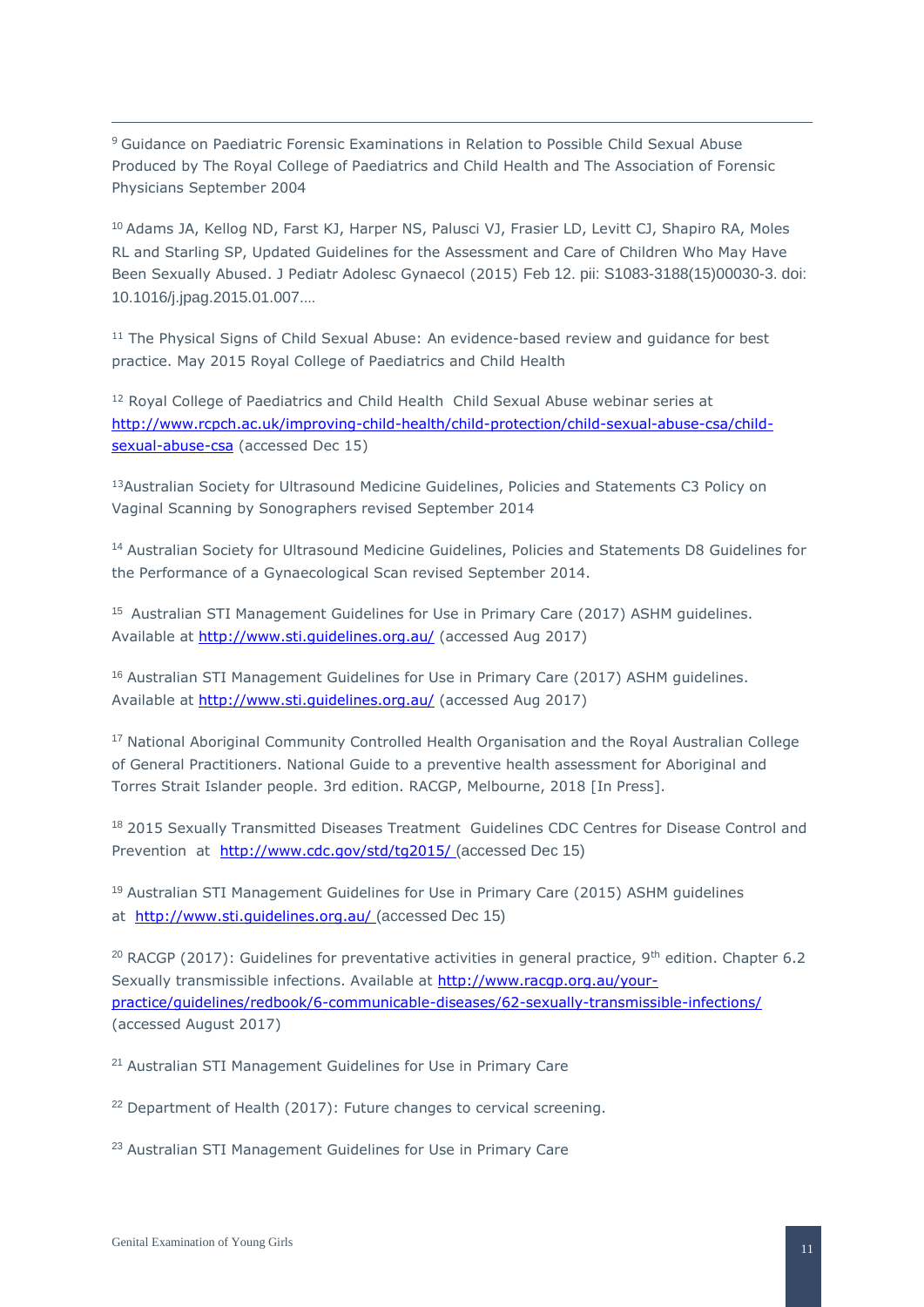[9] Guidance on Paediatric Forensic Examinations in Relation to Possible Child Sexual Abuse Produced by The Royal College of Paediatrics and Child Health and The Association of Forensic Physicians September 2004

[10] Adams JA, Kellog ND, Farst KJ, Harper NS, Palusci VJ, Frasier LD, Levitt CJ, Shapiro RA, Moles RL and Starling SP, Updated Guidelines for the Assessment and Care of Children Who May Have Been Sexually Abused. J Pediatr Adolesc Gynaecol (2015) Feb 12. pii: S1083-3188(15)00030-3. doi: 10.1016/j.jpag.2015.01.007….

[11] The Physical Signs of Child Sexual Abuse: An evidence-based review and guidance for best practice. May 2015 Royal College of Paediatrics and Child Health

[12] Royal College of Paediatrics and Child Health Child Sexual Abuse webinar series at [http://www.rcpch.ac.uk/improving-child-health/child-protection/child-sexual-abuse-csa/child-sexual-abuse-csa](http://www.rcpch.ac.uk/improving-child-health/child-protection/child-sexual-abuse-csa/child-sexual-abuse-csa) (accessed Dec 15)

[13] Australian Society for Ultrasound Medicine Guidelines, Policies and Statements C3 Policy on Vaginal Scanning by Sonographers revised September 2014

[14] Australian Society for Ultrasound Medicine Guidelines, Policies and Statements D8 Guidelines for the Performance of a Gynaecological Scan revised September 2014.

[15] Australian STI Management Guidelines for Use in Primary Care (2017) ASHM guidelines. Available at [http://www.sti.guidelines.org.au/](http://www.sti.guidelines.org.au/) (accessed Aug 2017)

[16] Australian STI Management Guidelines for Use in Primary Care (2017) ASHM guidelines. Available at [http://www.sti.guidelines.org.au/](http://www.sti.guidelines.org.au/) (accessed Aug 2017)

[17] National Aboriginal Community Controlled Health Organisation and the Royal Australian College of General Practitioners. National Guide to a preventive health assessment for Aboriginal and Torres Strait Islander people. 3rd edition. RACGP, Melbourne, 2018 [In Press].

[18] 2015 Sexually Transmitted Diseases Treatment Guidelines CDC Centres for Disease Control and Prevention at [http://www.cdc.gov/std/tg2015/](http://www.cdc.gov/std/tg2015/) (accessed Dec 15)

[19] Australian STI Management Guidelines for Use in Primary Care (2015) ASHM guidelines at [http://www.sti.guidelines.org.au/](http://www.sti.guidelines.org.au/) (accessed Dec 15)

[20] RACGP (2017): Guidelines for preventative activities in general practice, 9th edition. Chapter 6.2 Sexually transmissible infections. Available at [http://www.racgp.org.au/your-practice/guidelines/redbook/6-communicable-diseases/62-sexually-transmissible-infections/](http://www.racgp.org.au/your-practice/guidelines/redbook/6-communicable-diseases/62-sexually-transmissible-infections/) (accessed August 2017)

[21] Australian STI Management Guidelines for Use in Primary Care

[22] Department of Health (2017): Future changes to cervical screening.

[23] Australian STI Management Guidelines for Use in Primary Care